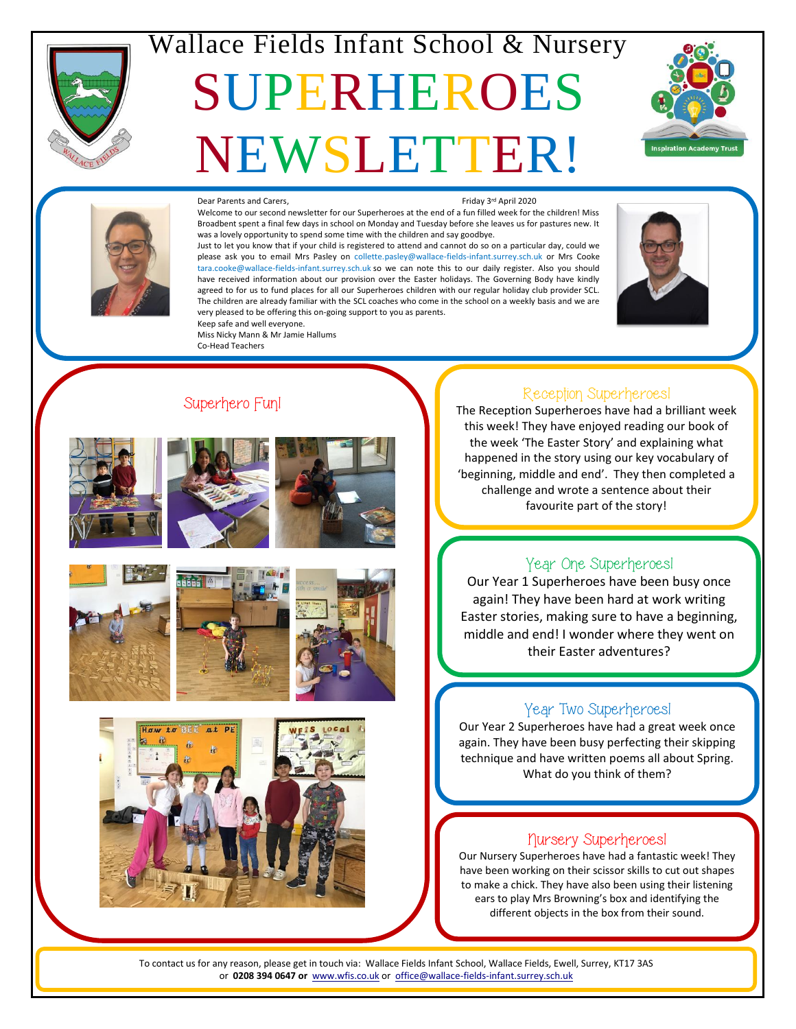# Wallace Fields Infant School & Nursery

# SUPERHEROES NEWSLETTER!

Inspiration Academy Trust

Dear Parents and Carers,

Friday 3rd April 2020

Welcome to our second newsletter for our Superheroes at the end of a fun filled week for the children! Miss Broadbent spent a final few days in school on Monday and Tuesday before she leaves us for pastures new. It was a lovely opportunity to spend some time with the children and say goodbye.

Just to let you know that if your child is registered to attend and cannot do so on a particular day, could we please ask you to email Mrs Pasley on collette.pasley@wallace-fields-infant.surrey.sch.uk or Mrs Cooke tara.cooke@wallace-fields-infant.surrey.sch.uk so we can note this to our daily register. Also you should have received information about our provision over the Easter holidays. The Governing Body have kindly agreed to for us to fund places for all our Superheroes children with our regular holiday club provider SCL. The children are already familiar with the SCL coaches who come in the school on a weekly basis and we are very pleased to be offering this on-going support to you as parents.

Keep safe and well everyone.

Miss Nicky Mann & Mr Jamie Hallums

Co-Head Teachers

## Superhero Fun!

## Reception Superheroes!

The Reception Superheroes have had a brilliant week this week! They have enjoyed reading our book of the week 'The Easter Story' and explaining what happened in the story using our key vocabulary of 'beginning, middle and end'. They then completed a challenge and wrote a sentence about their favourite part of the story!

## Year One Superheroes!

Our Year 1 Superheroes have been busy once again! They have been hard at work writing Easter stories, making sure to have a beginning, middle and end! I wonder where they went on their Easter adventures?

## Year Two Superheroes!

Our Year 2 Superheroes have had a great week once again. They have been busy perfecting their skipping technique and have written poems all about Spring. What do you think of them?

## Nursery Superheroes!

Our Nursery Superheroes have had a fantastic week! They have been working on their scissor skills to cut out shapes to make a chick. They have also been using their listening ears to play Mrs Browning's box and identifying the different objects in the box from their sound.

To contact us for any reason, please get in touch via: Wallace Fields Infant School, Wallace Fields, Ewell, Surrey, KT17 3AS or **0208 394 0647 or** www.wfis.co.uk or office@wallace-fields-infant.surrey.sch.uk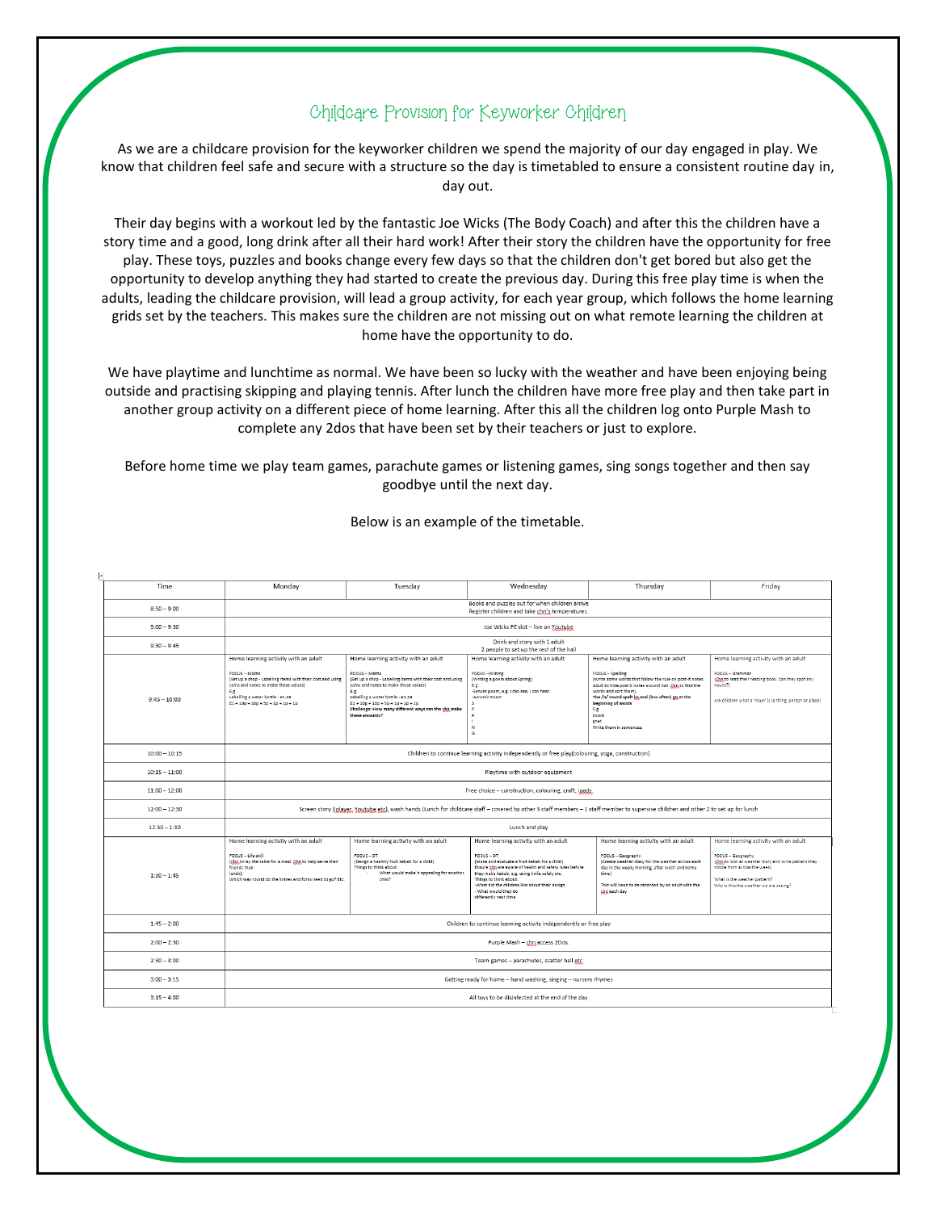# Childcare Provision for Keyworker Children

As we are a childcare provision for the keyworker children we spend the majority of our day engaged in play. We know that children feel safe and secure with a structure so the day is timetabled to ensure a consistent routine day in, day out.

Their day begins with a workout led by the fantastic Joe Wicks (The Body Coach) and after this the children have a story time and a good, long drink after all their hard work! After their story the children have the opportunity for free play. These toys, puzzles and books change every few days so that the children don't get bored but also get the opportunity to develop anything they had started to create the previous day. During this free play time is when the adults, leading the childcare provision, will lead a group activity, for each year group, which follows the home learning grids set by the teachers. This makes sure the children are not missing out on what remote learning the children at home have the opportunity to do.

We have playtime and lunchtime as normal. We have been so lucky with the weather and have been enjoying being outside and practising skipping and playing tennis. After lunch the children have more free play and then take part in another group activity on a different piece of home learning. After this all the children log onto Purple Mash to complete any 2dos that have been set by their teachers or just to explore.

Before home time we play team games, parachute games or listening games, sing songs together and then say goodbye until the next day.

Below is an example of the timetable.

| Time | Monday | Tuesday | Wednesday | Thursday | Friday |
|---|---|---|---|---|---|
| 8:50 – 9:00 | Books and puzzles out for when children arrive. Register children and take chn's temperatures. | | | | |
| 9:00 – 9:30 | Joe Wicks PE slot – live on Youtube | | | | |
| 9:30 – 9:45 | Drink and story with 1 adult. 2 people to set up the rest of the hall | | | | |
| 9:45 – 10:00 | Home learning activity with an adult. FOCUS – Maths (Set up a shop - Labelling items with their cost and using coins and notes to make these values) E.g. Labelling a water bottle - £1.28 £1 + 10p + 10p + 5p + 1p + 1p + 1p | Home learning activity with an adult. FOCUS – Maths (Set up a shop - Labelling items with their cost and using coins and notes to make these values) E.g. Labelling a water bottle - £1.28 £1 + 10p + 10p + 5p + 1p + 1p + 1p. **Challenge: How many different ways can the chn make these amounts?** | Home learning activity with an adult. FOCUS – Writing (Writing a poem about Spring) E.g. -Senses poem, e.g. I can see, I can hear. -acrostic Poem S P R I N G | Home learning activity with an adult. FOCUS – Spelling (Write some words that follow the rule on post-it notes. Adult to hide post it notes around hall. Chn to find the words and sort them). The /n/ sound spelt kn and (less often) gn at the beginning of words E.g. knock gnat Write them in sentences. | Home learning activity with an adult. FOCUS – Grammar (Chn to read their reading book. Can they spot any nouns?) Ask children what a 'noun' is (a thing, person or place) |
| 10:00 – 10:15 | Children to continue learning activity independently or free play(colouring, yoga, construction) | | | | |
| 10:15 – 11:00 | Playtime with outdoor equipment | | | | |
| 11:00 – 12:00 | Free choice – construction, colouring, craft, ipads. | | | | |
| 12:00 – 12:30 | Screen story (Iplayer, Youtube etc), wash hands (Lunch for childcare staff – covered by other 3 staff members – 1 staff member to supervise children and other 2 to set up for lunch | | | | |
| 12:30 – 1:30 | Lunch and play | | | | |
| 1:30 – 1:45 | Home learning activity with an adult. FOCUS – Life skill (Chn to lay the table for a meal. Chn to help serve their friends their lunch). Which way round do the knives and forks need to go? Etc. | Home learning activity with an adult. FOCUS – DT (Design a healthy fruit kebab for a child) Things to think about: - What would make it appealing for another child? | Home learning activity with an adult. FOCUS – DT (Make and evaluate a fruit kebab for a child) Ensure chn are aware of health and safety rules before they make kebab, e.g. using knife safely etc. Things to think about: -What did the children like about their design -What would they do differently next time | Home learning activity with an adult. FOCUS – Geography (Create weather diary for the weather across each day in the week) morning, after lunch and home time) This will need to be recorded by an adult with the chn each day | Home learning activity with an adult. FOCUS – Geography (Chn to look at weather diary and write pattern they notice from across the week). What is the weather pattern? Why is this the weather we are seeing? |
| 1:45 – 2:00 | Children to continue learning activity independently or free play | | | | |
| 2:00 – 2:30 | Purple Mash – chn access 2DOs. | | | | |
| 2:30 – 3:00 | Team games – parachutes, scatter ball etc. | | | | |
| 3:00 – 3:15 | Getting ready for home – hand washing, singing – nursery rhymes | | | | |
| 3:15 – 4:00 | All toys to be disinfected at the end of the day | | | | |